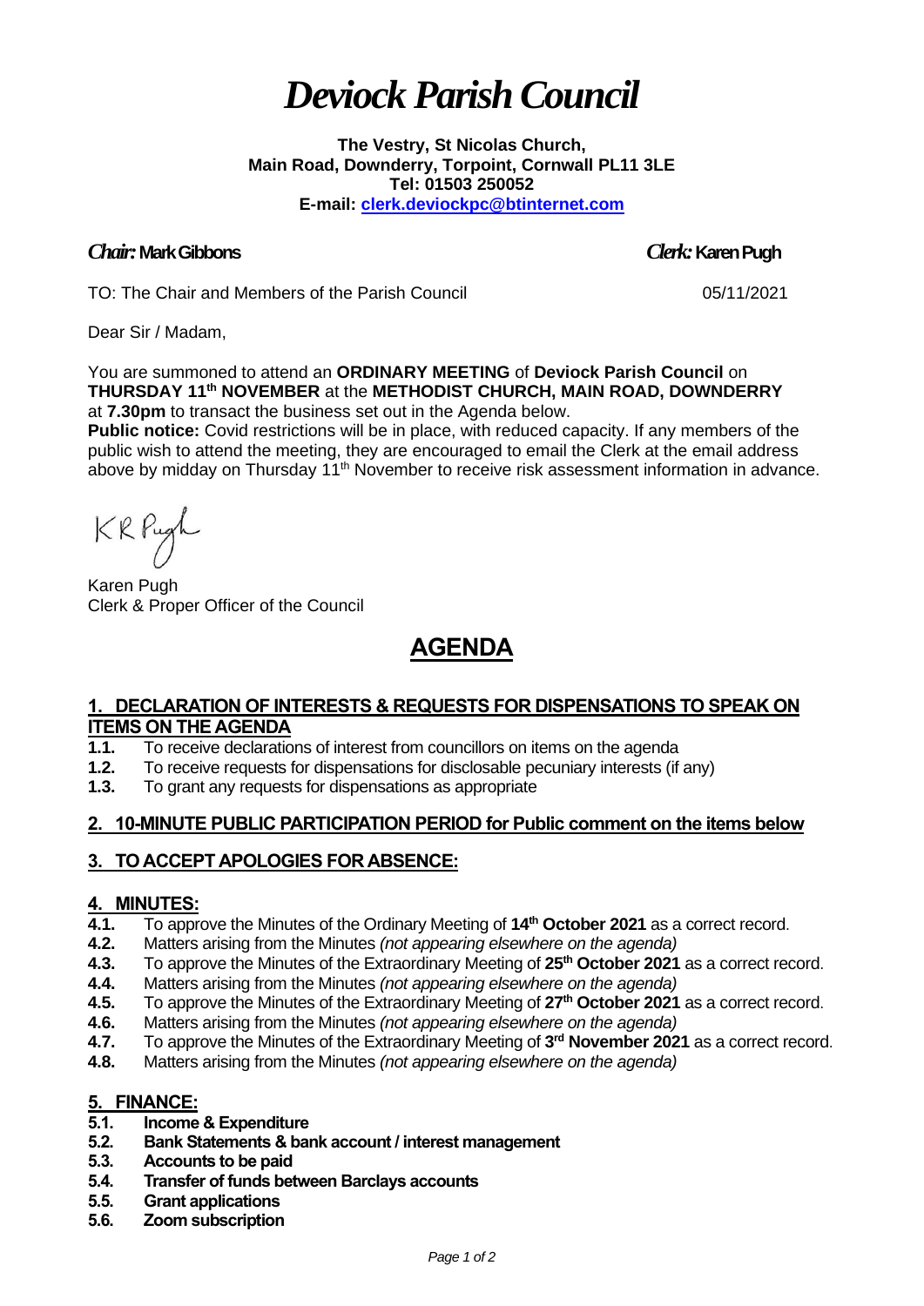# *Deviock Parish Council*

**The Vestry, St Nicolas Church,**
**Main Road, Downderry, Torpoint, Cornwall PL11 3LE**
**Tel: 01503 250052**
**E-mail: clerk.deviockpc@btinternet.com**

***Chair:* Mark Gibbons** ***Clerk:* Karen Pugh**

TO: The Chair and Members of the Parish Council 05/11/2021

Dear Sir / Madam,

You are summoned to attend an **ORDINARY MEETING** of **Deviock Parish Council** on **THURSDAY 11th NOVEMBER** at the **METHODIST CHURCH, MAIN ROAD, DOWNDERRY** at **7.30pm** to transact the business set out in the Agenda below.

**Public notice:** Covid restrictions will be in place, with reduced capacity. If any members of the public wish to attend the meeting, they are encouraged to email the Clerk at the email address above by midday on Thursday 11th November to receive risk assessment information in advance.

KR Pugh

Karen Pugh
Clerk & Proper Officer of the Council

## AGENDA

### 1. DECLARATION OF INTERESTS & REQUESTS FOR DISPENSATIONS TO SPEAK ON ITEMS ON THE AGENDA

**1.1.** To receive declarations of interest from councillors on items on the agenda
**1.2.** To receive requests for dispensations for disclosable pecuniary interests (if any)
**1.3.** To grant any requests for dispensations as appropriate

### 2. 10-MINUTE PUBLIC PARTICIPATION PERIOD for Public comment on the items below

### 3. TO ACCEPT APOLOGIES FOR ABSENCE:

### 4. MINUTES:

**4.1.** To approve the Minutes of the Ordinary Meeting of **14th October 2021** as a correct record.
**4.2.** Matters arising from the Minutes *(not appearing elsewhere on the agenda)*
**4.3.** To approve the Minutes of the Extraordinary Meeting of **25th October 2021** as a correct record.
**4.4.** Matters arising from the Minutes *(not appearing elsewhere on the agenda)*
**4.5.** To approve the Minutes of the Extraordinary Meeting of **27th October 2021** as a correct record.
**4.6.** Matters arising from the Minutes *(not appearing elsewhere on the agenda)*
**4.7.** To approve the Minutes of the Extraordinary Meeting of **3rd November 2021** as a correct record.
**4.8.** Matters arising from the Minutes *(not appearing elsewhere on the agenda)*

### 5. FINANCE:

**5.1. Income & Expenditure**
**5.2. Bank Statements & bank account / interest management**
**5.3. Accounts to be paid**
**5.4. Transfer of funds between Barclays accounts**
**5.5. Grant applications**
**5.6. Zoom subscription**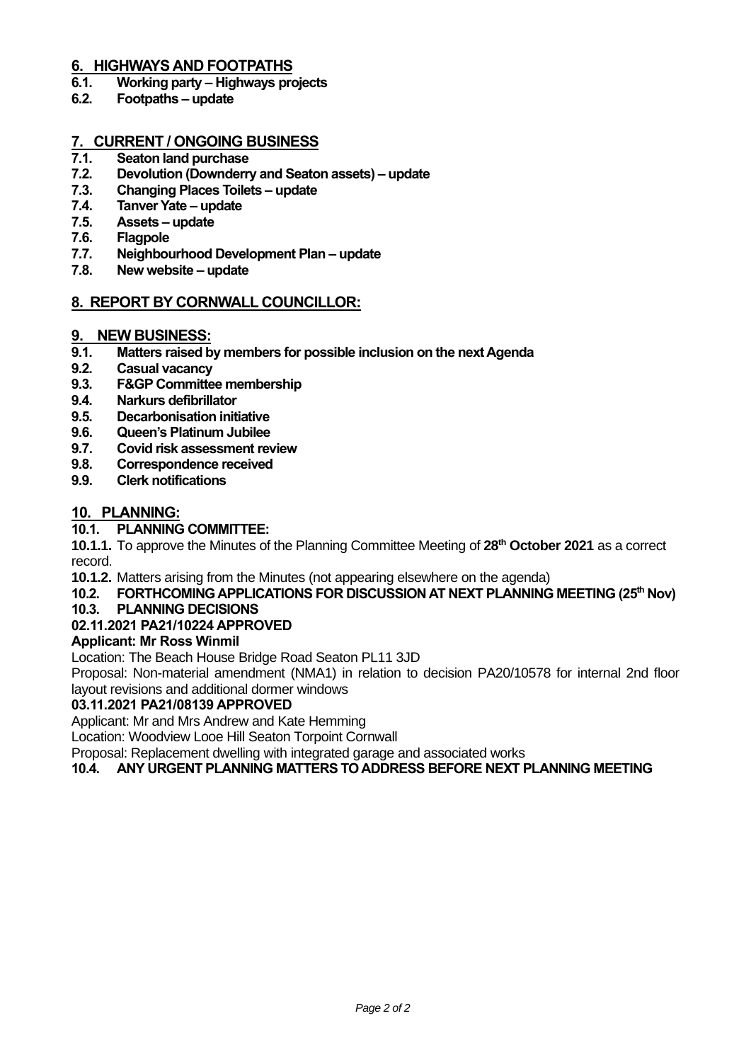## 6. HIGHWAYS AND FOOTPATHS

**6.1. Working party – Highways projects**

**6.2. Footpaths – update**

## 7. CURRENT / ONGOING BUSINESS

**7.1. Seaton land purchase**

**7.2. Devolution (Downderry and Seaton assets) – update**

**7.3. Changing Places Toilets – update**

**7.4. Tanver Yate – update**

**7.5. Assets – update**

**7.6. Flagpole**

**7.7. Neighbourhood Development Plan – update**

**7.8. New website – update**

## 8. REPORT BY CORNWALL COUNCILLOR:

## 9. NEW BUSINESS:

**9.1. Matters raised by members for possible inclusion on the next Agenda**

**9.2. Casual vacancy**

**9.3. F&GP Committee membership**

**9.4. Narkurs defibrillator**

**9.5. Decarbonisation initiative**

**9.6. Queen's Platinum Jubilee**

**9.7. Covid risk assessment review**

**9.8. Correspondence received**

**9.9. Clerk notifications**

## 10. PLANNING:

**10.1. PLANNING COMMITTEE:**

**10.1.1.** To approve the Minutes of the Planning Committee Meeting of **28th October 2021** as a correct record.

**10.1.2.** Matters arising from the Minutes (not appearing elsewhere on the agenda)

**10.2. FORTHCOMING APPLICATIONS FOR DISCUSSION AT NEXT PLANNING MEETING (25th Nov)**

**10.3. PLANNING DECISIONS**

**02.11.2021 PA21/10224 APPROVED**

**Applicant: Mr Ross Winmil**

Location: The Beach House Bridge Road Seaton PL11 3JD

Proposal: Non-material amendment (NMA1) in relation to decision PA20/10578 for internal 2nd floor layout revisions and additional dormer windows

**03.11.2021 PA21/08139 APPROVED**

Applicant: Mr and Mrs Andrew and Kate Hemming

Location: Woodview Looe Hill Seaton Torpoint Cornwall

Proposal: Replacement dwelling with integrated garage and associated works

**10.4. ANY URGENT PLANNING MATTERS TO ADDRESS BEFORE NEXT PLANNING MEETING**